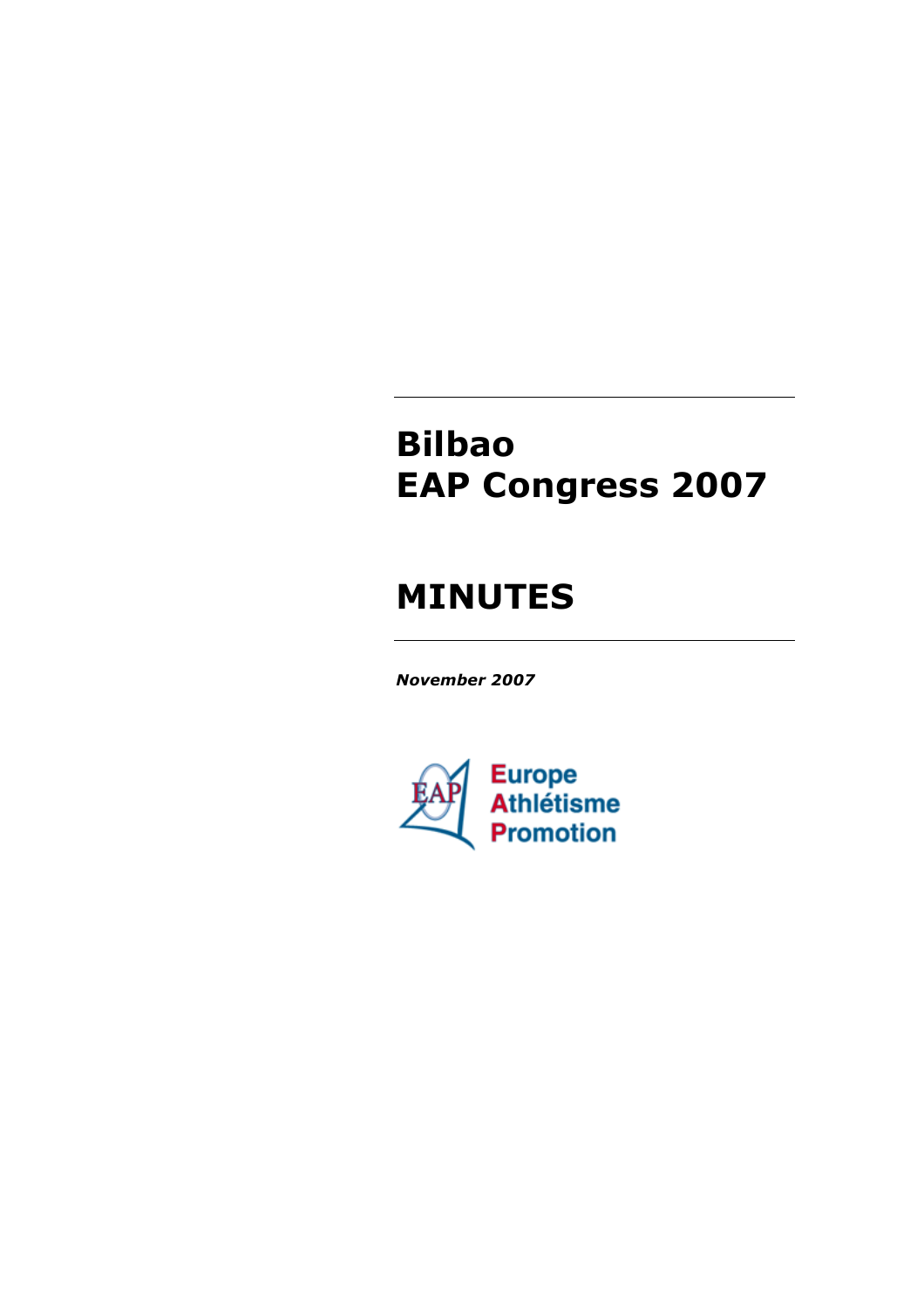# Bilbao
# EAP Congress 2007

# MINUTES

***November 2007***

Europe
Athlétisme
Promotion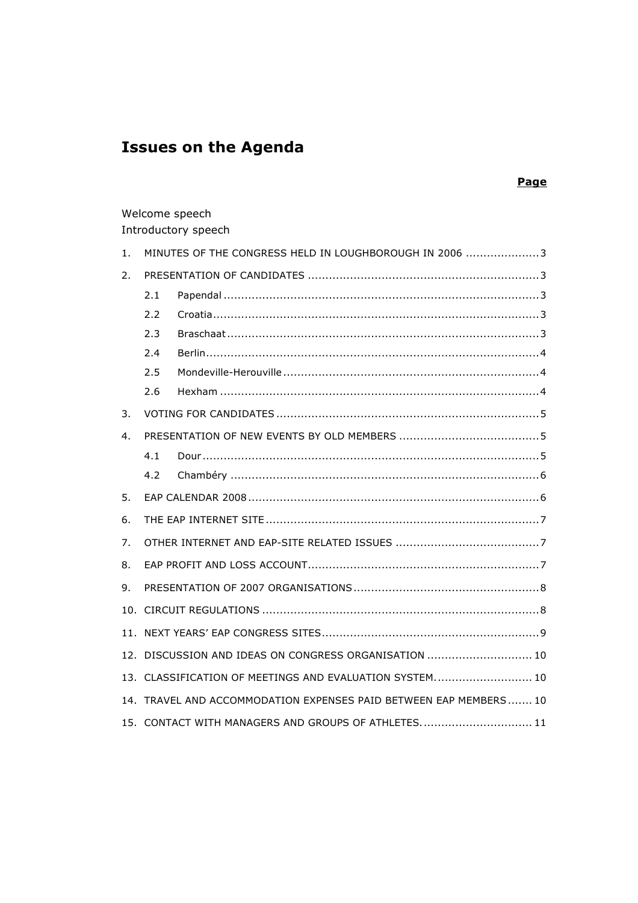# Issues on the Agenda

| | | Page |
|---|---|---|
| Welcome speech | | |
| Introductory speech | | |
| 1. | MINUTES OF THE CONGRESS HELD IN LOUGHBOROUGH IN 2006 | 3 |
| 2. | PRESENTATION OF CANDIDATES | 3 |
| | 2.1 Papendal | 3 |
| | 2.2 Croatia | 3 |
| | 2.3 Braschaat | 3 |
| | 2.4 Berlin | 4 |
| | 2.5 Mondeville-Herouville | 4 |
| | 2.6 Hexham | 4 |
| 3. | VOTING FOR CANDIDATES | 5 |
| 4. | PRESENTATION OF NEW EVENTS BY OLD MEMBERS | 5 |
| | 4.1 Dour | 5 |
| | 4.2 Chambéry | 6 |
| 5. | EAP CALENDAR 2008 | 6 |
| 6. | THE EAP INTERNET SITE | 7 |
| 7. | OTHER INTERNET AND EAP-SITE RELATED ISSUES | 7 |
| 8. | EAP PROFIT AND LOSS ACCOUNT | 7 |
| 9. | PRESENTATION OF 2007 ORGANISATIONS | 8 |
| 10. | CIRCUIT REGULATIONS | 8 |
| 11. | NEXT YEARS' EAP CONGRESS SITES | 9 |
| 12. | DISCUSSION AND IDEAS ON CONGRESS ORGANISATION | 10 |
| 13. | CLASSIFICATION OF MEETINGS AND EVALUATION SYSTEM. | 10 |
| 14. | TRAVEL AND ACCOMMODATION EXPENSES PAID BETWEEN EAP MEMBERS | 10 |
| 15. | CONTACT WITH MANAGERS AND GROUPS OF ATHLETES. | 11 |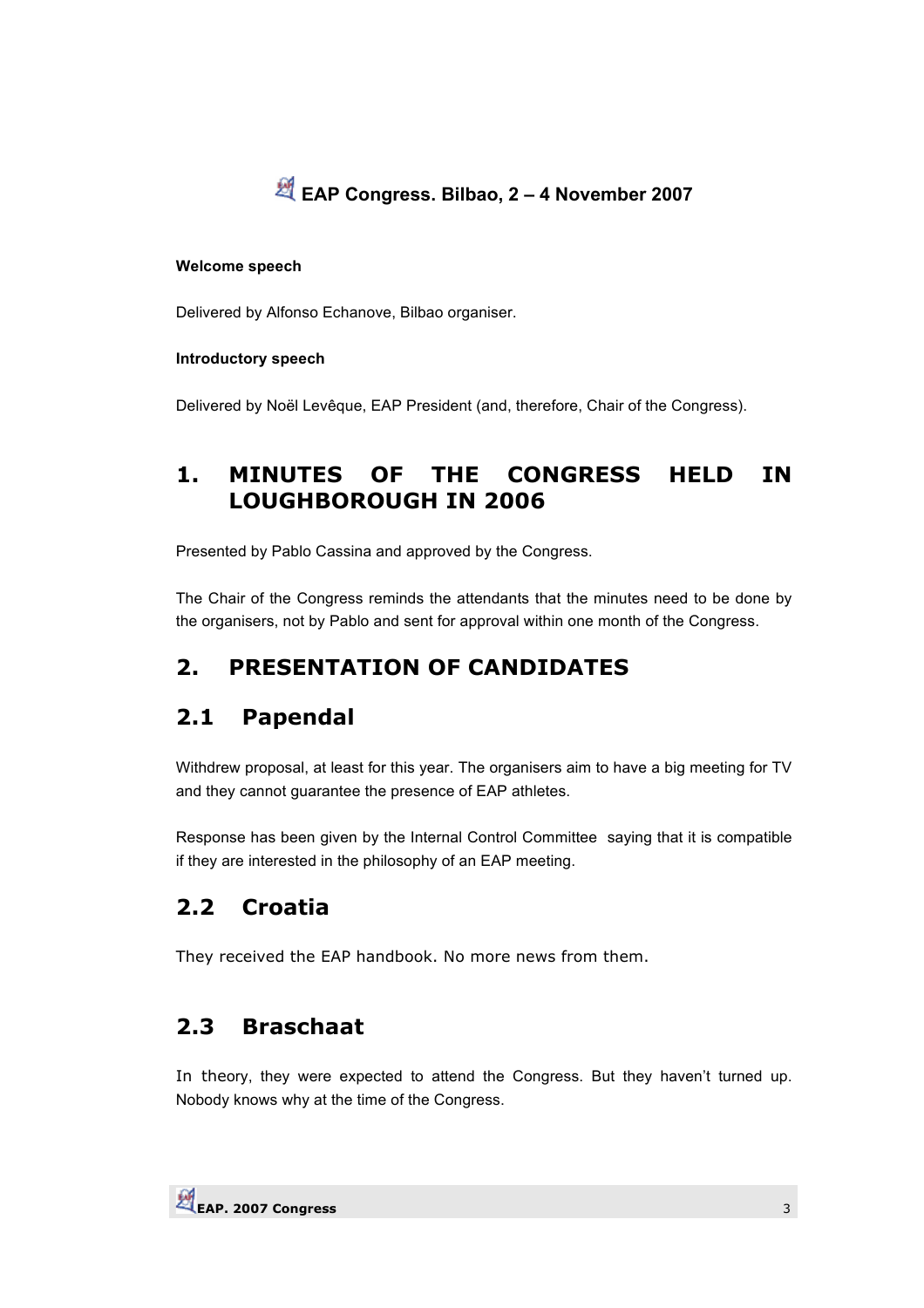# EAP Congress. Bilbao, 2 – 4 November 2007

**Welcome speech**

Delivered by Alfonso Echanove, Bilbao organiser.

**Introductory speech**

Delivered by Noël Levêque, EAP President (and, therefore, Chair of the Congress).

## 1. MINUTES OF THE CONGRESS HELD IN LOUGHBOROUGH IN 2006

Presented by Pablo Cassina and approved by the Congress.

The Chair of the Congress reminds the attendants that the minutes need to be done by the organisers, not by Pablo and sent for approval within one month of the Congress.

## 2. PRESENTATION OF CANDIDATES

### 2.1 Papendal

Withdrew proposal, at least for this year. The organisers aim to have a big meeting for TV and they cannot guarantee the presence of EAP athletes.

Response has been given by the Internal Control Committee saying that it is compatible if they are interested in the philosophy of an EAP meeting.

### 2.2 Croatia

They received the EAP handbook. No more news from them.

### 2.3 Braschaat

In theory, they were expected to attend the Congress. But they haven't turned up. Nobody knows why at the time of the Congress.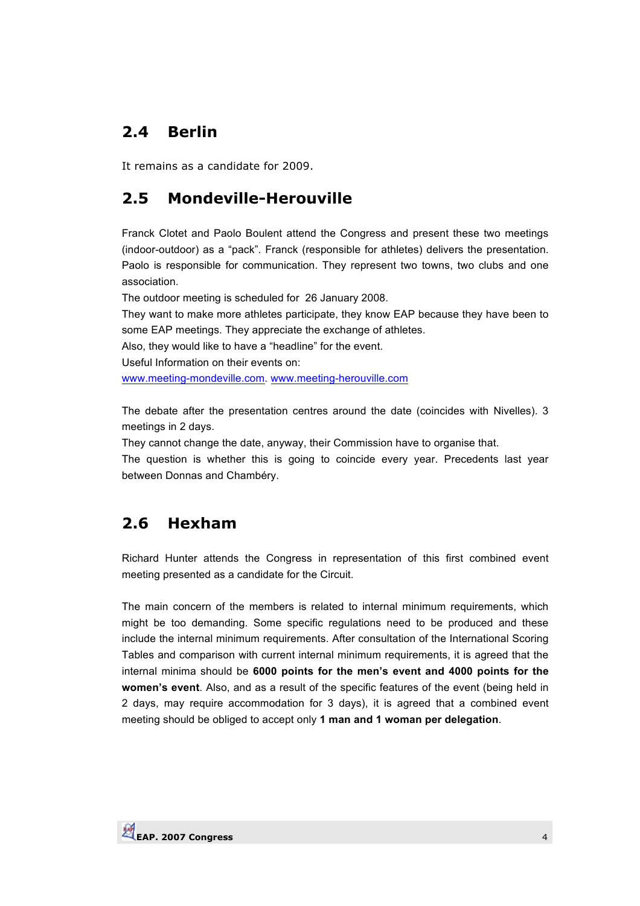## 2.4 Berlin

It remains as a candidate for 2009.

## 2.5 Mondeville-Herouville

Franck Clotet and Paolo Boulent attend the Congress and present these two meetings (indoor-outdoor) as a "pack". Franck (responsible for athletes) delivers the presentation. Paolo is responsible for communication. They represent two towns, two clubs and one association.

The outdoor meeting is scheduled for 26 January 2008.

They want to make more athletes participate, they know EAP because they have been to some EAP meetings. They appreciate the exchange of athletes.

Also, they would like to have a "headline" for the event.

Useful Information on their events on:

www.meeting-mondeville.com. www.meeting-herouville.com

The debate after the presentation centres around the date (coincides with Nivelles). 3 meetings in 2 days.

They cannot change the date, anyway, their Commission have to organise that.

The question is whether this is going to coincide every year. Precedents last year between Donnas and Chambéry.

## 2.6 Hexham

Richard Hunter attends the Congress in representation of this first combined event meeting presented as a candidate for the Circuit.

The main concern of the members is related to internal minimum requirements, which might be too demanding. Some specific regulations need to be produced and these include the internal minimum requirements. After consultation of the International Scoring Tables and comparison with current internal minimum requirements, it is agreed that the internal minima should be **6000 points for the men's event and 4000 points for the women's event**. Also, and as a result of the specific features of the event (being held in 2 days, may require accommodation for 3 days), it is agreed that a combined event meeting should be obliged to accept only **1 man and 1 woman per delegation**.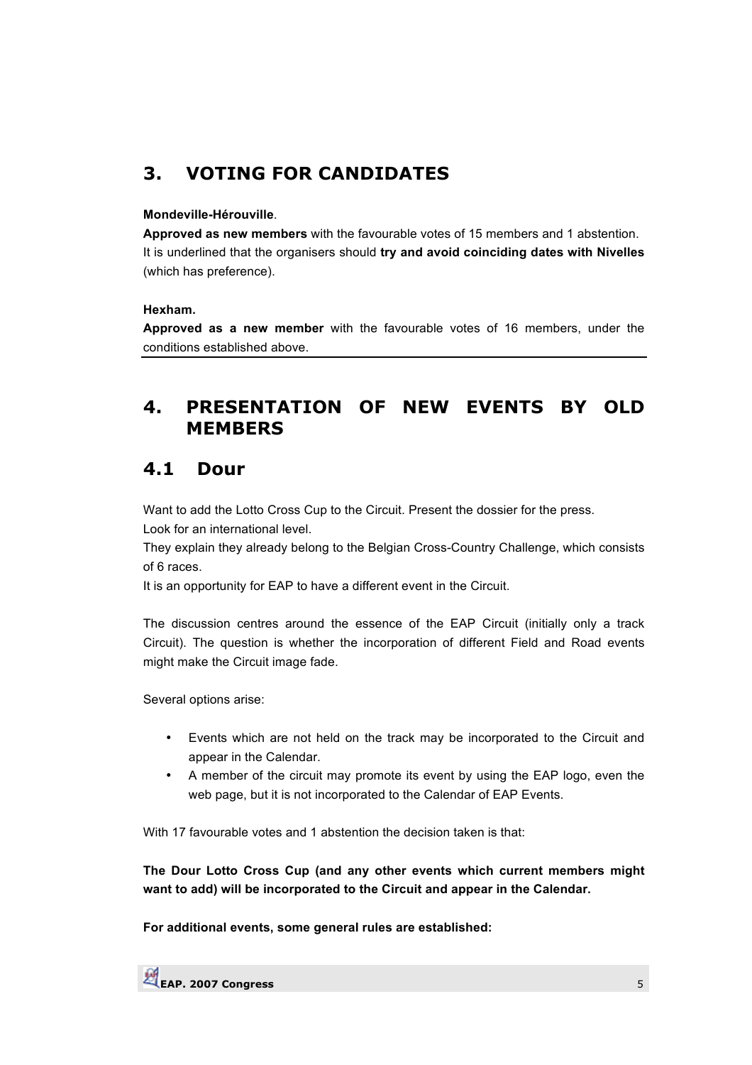# 3. VOTING FOR CANDIDATES

**Mondeville-Hérouville**.

**Approved as new members** with the favourable votes of 15 members and 1 abstention. It is underlined that the organisers should **try and avoid coinciding dates with Nivelles** (which has preference).

**Hexham.**

**Approved as a new member** with the favourable votes of 16 members, under the conditions established above.

# 4. PRESENTATION OF NEW EVENTS BY OLD MEMBERS

## 4.1 Dour

Want to add the Lotto Cross Cup to the Circuit. Present the dossier for the press.
Look for an international level.
They explain they already belong to the Belgian Cross-Country Challenge, which consists of 6 races.
It is an opportunity for EAP to have a different event in the Circuit.

The discussion centres around the essence of the EAP Circuit (initially only a track Circuit). The question is whether the incorporation of different Field and Road events might make the Circuit image fade.

Several options arise:

- Events which are not held on the track may be incorporated to the Circuit and appear in the Calendar.
- A member of the circuit may promote its event by using the EAP logo, even the web page, but it is not incorporated to the Calendar of EAP Events.

With 17 favourable votes and 1 abstention the decision taken is that:

**The Dour Lotto Cross Cup (and any other events which current members might want to add) will be incorporated to the Circuit and appear in the Calendar.**

**For additional events, some general rules are established:**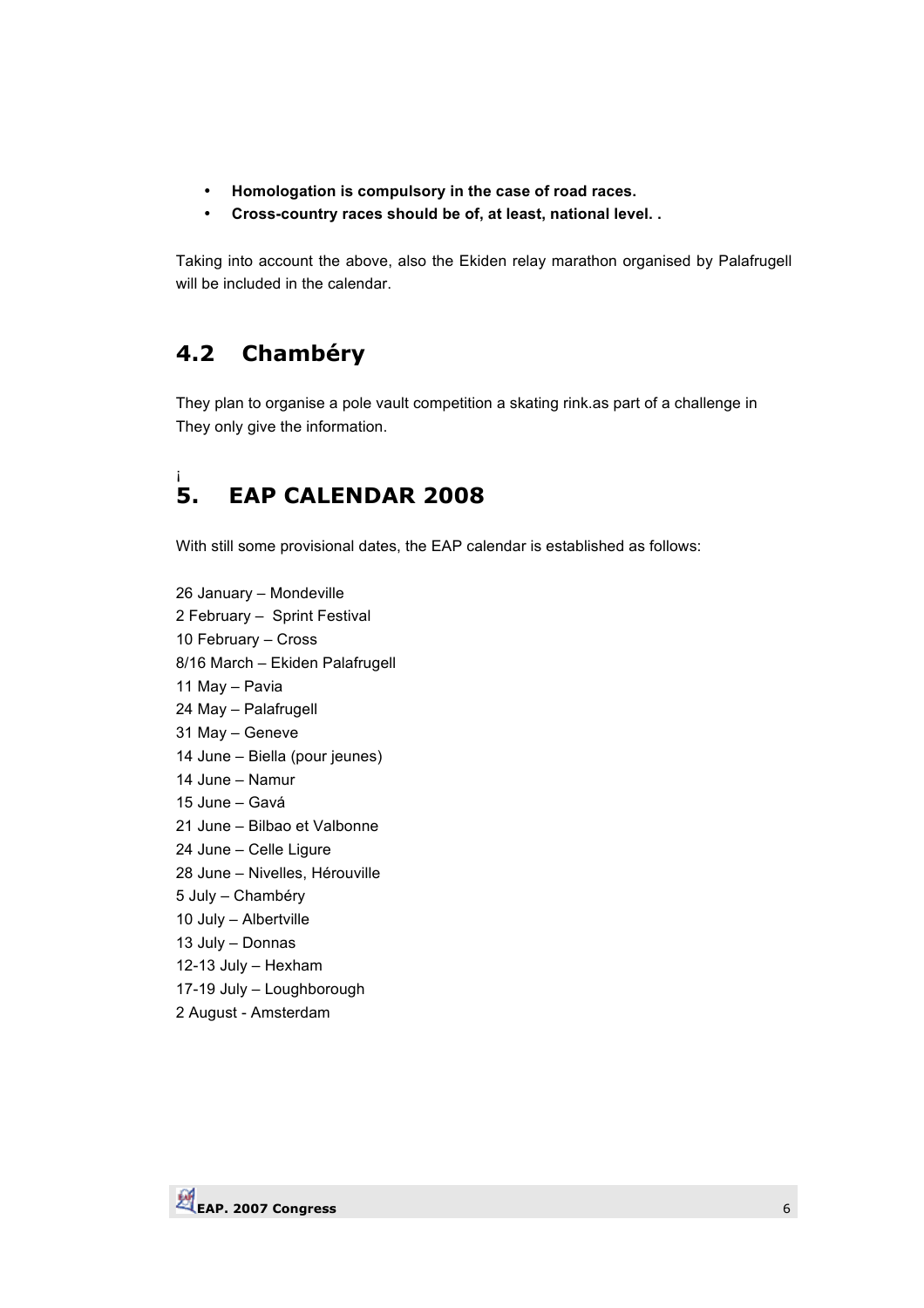- **Homologation is compulsory in the case of road races.**
- **Cross-country races should be of, at least, national level. .**

Taking into account the above, also the Ekiden relay marathon organised by Palafrugell will be included in the calendar.

## 4.2 Chambéry

They plan to organise a pole vault competition a skating rink.as part of a challenge in They only give the information.

i

# 5. EAP CALENDAR 2008

With still some provisional dates, the EAP calendar is established as follows:

26 January – Mondeville
2 February – Sprint Festival
10 February – Cross
8/16 March – Ekiden Palafrugell
11 May – Pavia
24 May – Palafrugell
31 May – Geneve
14 June – Biella (pour jeunes)
14 June – Namur
15 June – Gavá
21 June – Bilbao et Valbonne
24 June – Celle Ligure
28 June – Nivelles, Hérouville
5 July – Chambéry
10 July – Albertville
13 July – Donnas
12-13 July – Hexham
17-19 July – Loughborough
2 August - Amsterdam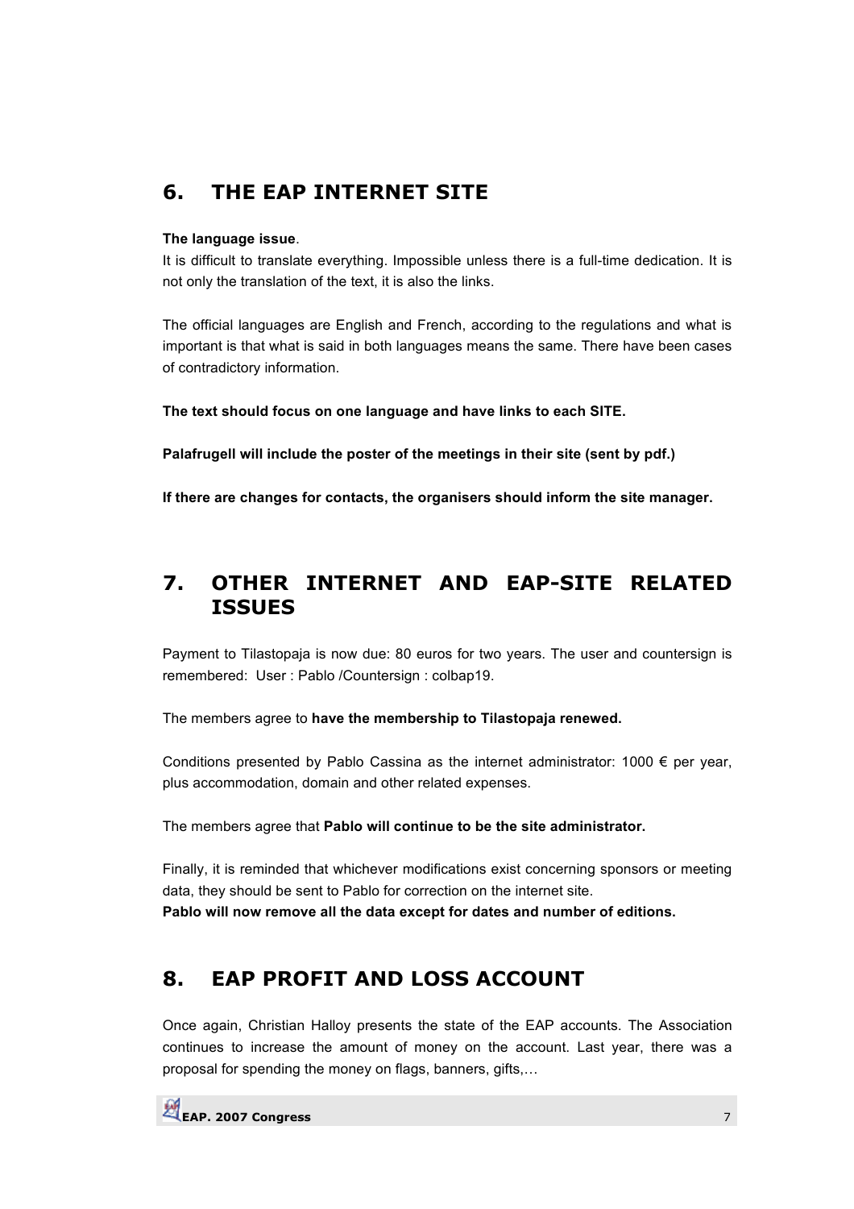## 6. THE EAP INTERNET SITE

**The language issue**.

It is difficult to translate everything. Impossible unless there is a full-time dedication. It is not only the translation of the text, it is also the links.

The official languages are English and French, according to the regulations and what is important is that what is said in both languages means the same. There have been cases of contradictory information.

**The text should focus on one language and have links to each SITE.**

**Palafrugell will include the poster of the meetings in their site (sent by pdf.)**

**If there are changes for contacts, the organisers should inform the site manager.**

## 7. OTHER INTERNET AND EAP-SITE RELATED ISSUES

Payment to Tilastopaja is now due: 80 euros for two years. The user and countersign is remembered: User : Pablo /Countersign : colbap19.

The members agree to **have the membership to Tilastopaja renewed.**

Conditions presented by Pablo Cassina as the internet administrator: 1000 € per year, plus accommodation, domain and other related expenses.

The members agree that **Pablo will continue to be the site administrator.**

Finally, it is reminded that whichever modifications exist concerning sponsors or meeting data, they should be sent to Pablo for correction on the internet site.
**Pablo will now remove all the data except for dates and number of editions.**

## 8. EAP PROFIT AND LOSS ACCOUNT

Once again, Christian Halloy presents the state of the EAP accounts. The Association continues to increase the amount of money on the account. Last year, there was a proposal for spending the money on flags, banners, gifts,…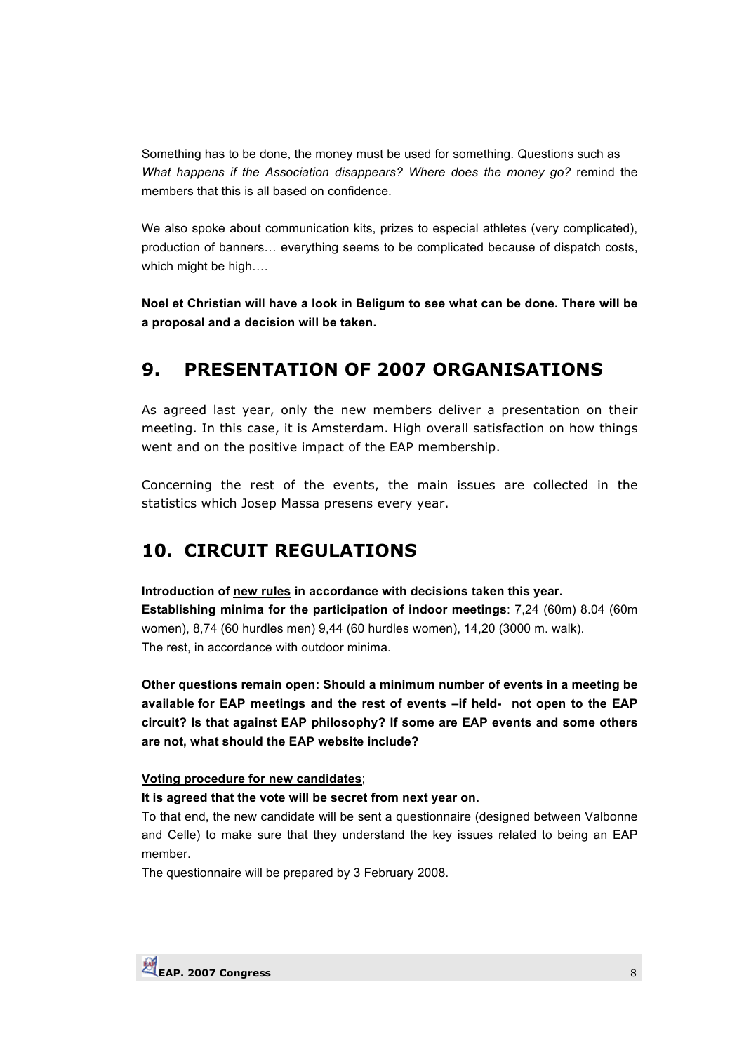Something has to be done, the money must be used for something. Questions such as *What happens if the Association disappears? Where does the money go?* remind the members that this is all based on confidence.

We also spoke about communication kits, prizes to especial athletes (very complicated), production of banners… everything seems to be complicated because of dispatch costs, which might be high….

**Noel et Christian will have a look in Beligum to see what can be done. There will be a proposal and a decision will be taken.**

## 9. PRESENTATION OF 2007 ORGANISATIONS

As agreed last year, only the new members deliver a presentation on their meeting. In this case, it is Amsterdam. High overall satisfaction on how things went and on the positive impact of the EAP membership.

Concerning the rest of the events, the main issues are collected in the statistics which Josep Massa presens every year.

## 10. CIRCUIT REGULATIONS

**Introduction of <u>new rules</u> in accordance with decisions taken this year.**
**Establishing minima for the participation of indoor meetings**: 7,24 (60m) 8.04 (60m women), 8,74 (60 hurdles men) 9,44 (60 hurdles women), 14,20 (3000 m. walk).
The rest, in accordance with outdoor minima.

**<u>Other questions</u> remain open: Should a minimum number of events in a meeting be available for EAP meetings and the rest of events –if held- not open to the EAP circuit? Is that against EAP philosophy? If some are EAP events and some others are not, what should the EAP website include?**

**<u>Voting procedure for new candidates</u>**;

**It is agreed that the vote will be secret from next year on.**

To that end, the new candidate will be sent a questionnaire (designed between Valbonne and Celle) to make sure that they understand the key issues related to being an EAP member.

The questionnaire will be prepared by 3 February 2008.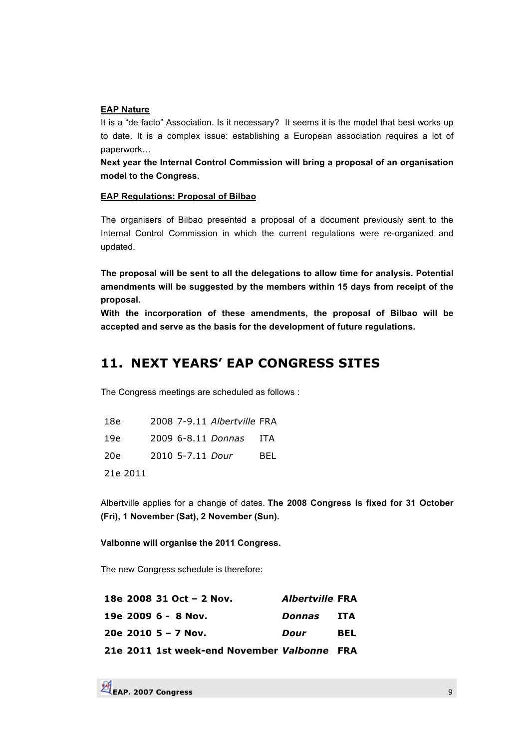**EAP Nature**

It is a "de facto" Association. Is it necessary? It seems it is the model that best works up to date. It is a complex issue: establishing a European association requires a lot of paperwork…

**Next year the Internal Control Commission will bring a proposal of an organisation model to the Congress.**

**EAP Regulations: Proposal of Bilbao**

The organisers of Bilbao presented a proposal of a document previously sent to the Internal Control Commission in which the current regulations were re-organized and updated.

**The proposal will be sent to all the delegations to allow time for analysis. Potential amendments will be suggested by the members within 15 days from receipt of the proposal.**

**With the incorporation of these amendments, the proposal of Bilbao will be accepted and serve as the basis for the development of future regulations.**

## 11. NEXT YEARS' EAP CONGRESS SITES

The Congress meetings are scheduled as follows :

| | | | | |
|---|---|---|---|---|
| 18e | 2008 | 7-9.11 | *Albertville* | FRA |
| 19e | 2009 | 6-8.11 | *Donnas* | ITA |
| 20e | 2010 | 5-7.11 | *Dour* | BEL |
| 21e | 2011 | | | |

Albertville applies for a change of dates. **The 2008 Congress is fixed for 31 October (Fri), 1 November (Sat), 2 November (Sun).**

**Valbonne will organise the 2011 Congress.**

The new Congress schedule is therefore:

| | | | | |
|---|---|---|---|---|
| **18e** | **2008** | **31 Oct – 2 Nov.** | ***Albertville*** | **FRA** |
| **19e** | **2009** | **6 - 8 Nov.** | ***Donnas*** | **ITA** |
| **20e** | **2010** | **5 – 7 Nov.** | ***Dour*** | **BEL** |
| **21e** | **2011** | **1st week-end November** | ***Valbonne*** | **FRA** |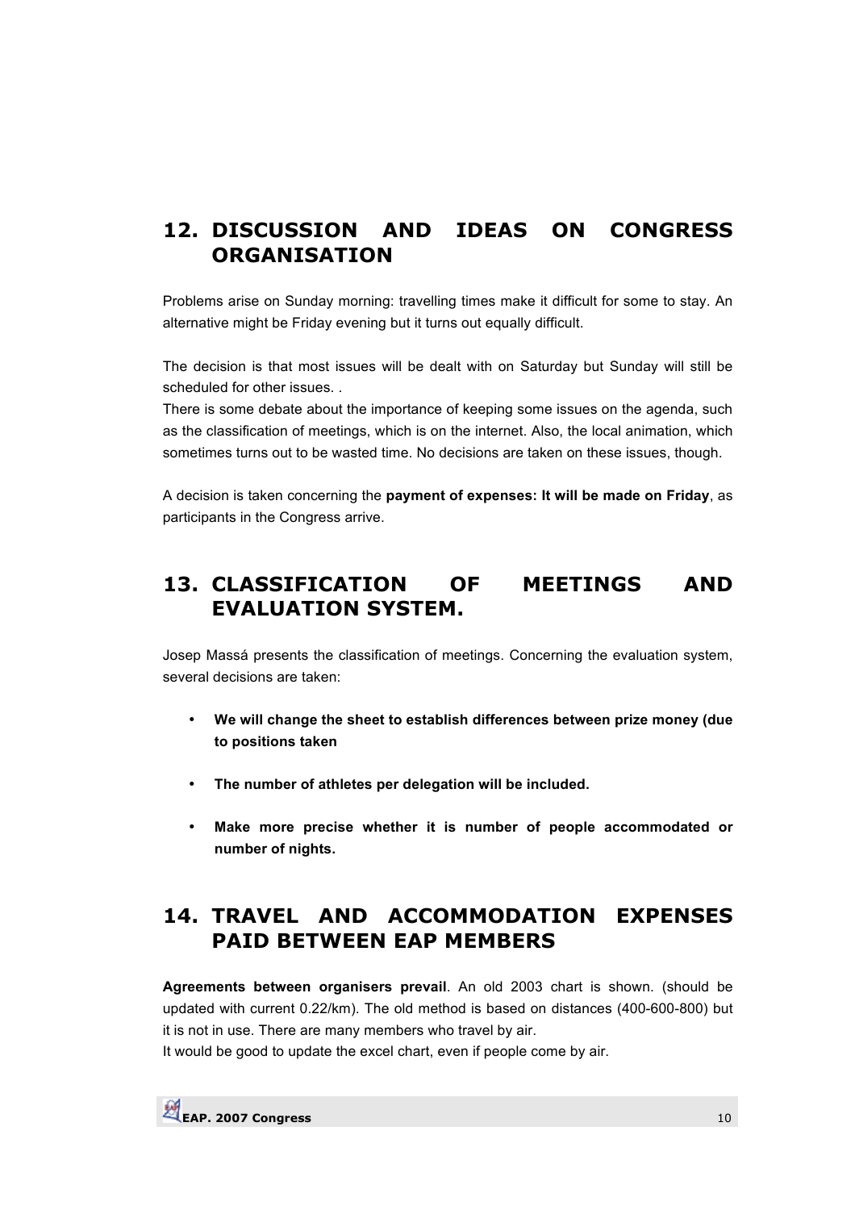## 12. DISCUSSION AND IDEAS ON CONGRESS ORGANISATION

Problems arise on Sunday morning: travelling times make it difficult for some to stay. An alternative might be Friday evening but it turns out equally difficult.

The decision is that most issues will be dealt with on Saturday but Sunday will still be scheduled for other issues. .
There is some debate about the importance of keeping some issues on the agenda, such as the classification of meetings, which is on the internet. Also, the local animation, which sometimes turns out to be wasted time. No decisions are taken on these issues, though.

A decision is taken concerning the **payment of expenses: It will be made on Friday**, as participants in the Congress arrive.

## 13. CLASSIFICATION OF MEETINGS AND EVALUATION SYSTEM.

Josep Massá presents the classification of meetings. Concerning the evaluation system, several decisions are taken:

- **We will change the sheet to establish differences between prize money (due to positions taken**
- **The number of athletes per delegation will be included.**
- **Make more precise whether it is number of people accommodated or number of nights.**

## 14. TRAVEL AND ACCOMMODATION EXPENSES PAID BETWEEN EAP MEMBERS

**Agreements between organisers prevail**. An old 2003 chart is shown. (should be updated with current 0.22/km). The old method is based on distances (400-600-800) but it is not in use. There are many members who travel by air.
It would be good to update the excel chart, even if people come by air.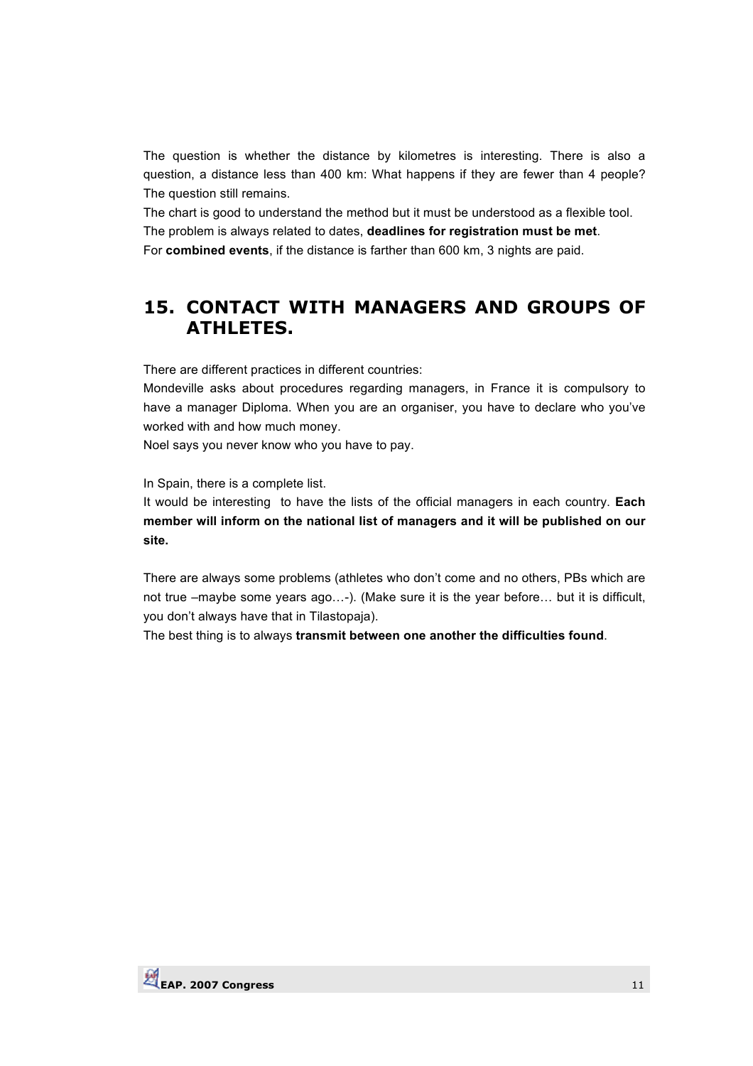The question is whether the distance by kilometres is interesting. There is also a question, a distance less than 400 km: What happens if they are fewer than 4 people? The question still remains.

The chart is good to understand the method but it must be understood as a flexible tool.

The problem is always related to dates, **deadlines for registration must be met**.

For **combined events**, if the distance is farther than 600 km, 3 nights are paid.

## 15. CONTACT WITH MANAGERS AND GROUPS OF ATHLETES.

There are different practices in different countries:

Mondeville asks about procedures regarding managers, in France it is compulsory to have a manager Diploma. When you are an organiser, you have to declare who you've worked with and how much money.

Noel says you never know who you have to pay.

In Spain, there is a complete list.

It would be interesting to have the lists of the official managers in each country. **Each member will inform on the national list of managers and it will be published on our site.**

There are always some problems (athletes who don't come and no others, PBs which are not true –maybe some years ago…-). (Make sure it is the year before… but it is difficult, you don't always have that in Tilastopaja).

The best thing is to always **transmit between one another the difficulties found**.